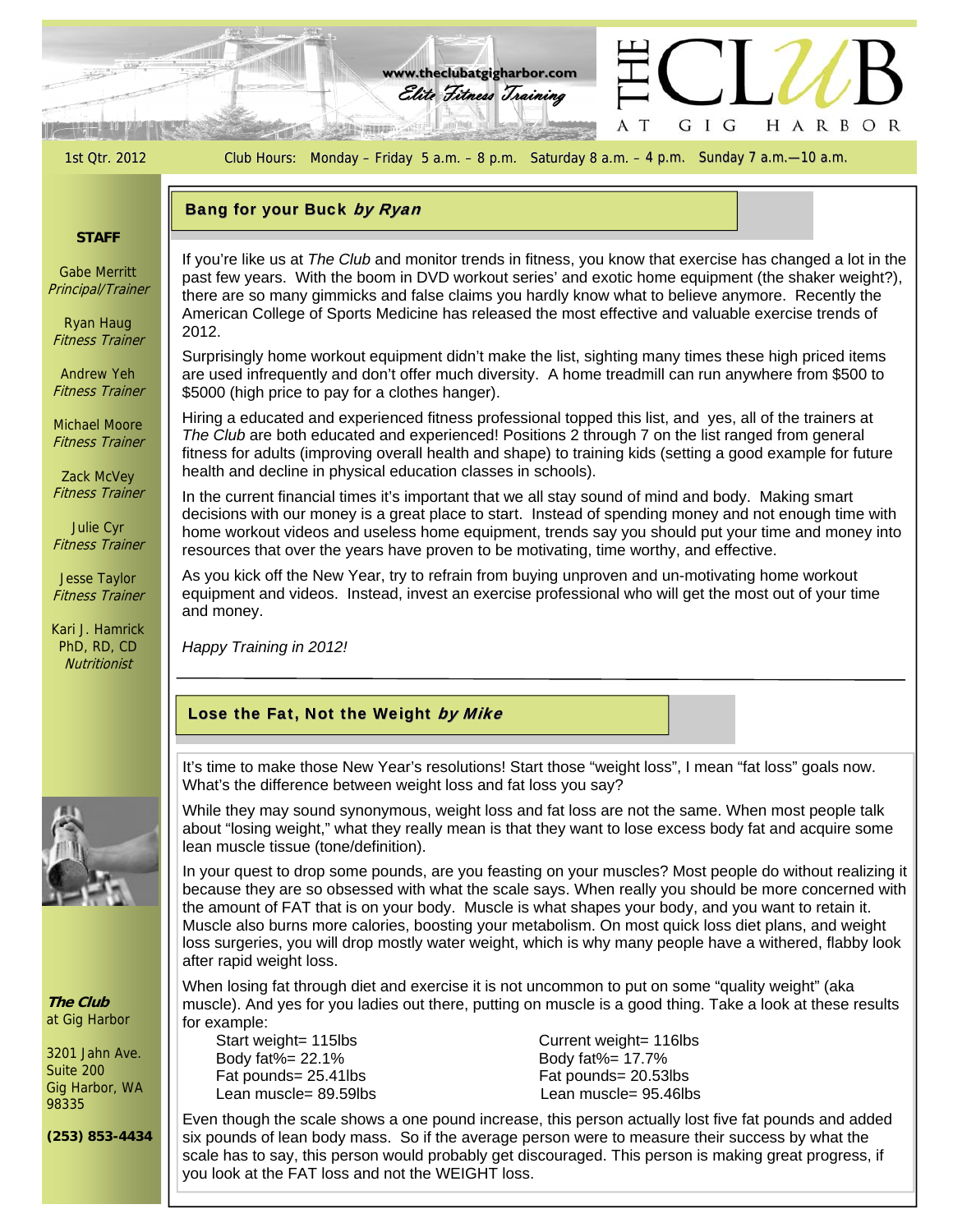www.theclubatgigharbor.com

*Elite Fitness Training*

# THE CLUB AT GIG HARBOR

1st Qtr. 2012

Club Hours: Monday – Friday 5 a.m. – 8 p.m. Saturday 8 a.m. – 4 p.m. Sunday 7 a.m.—10 a.m.

**STAFF**

Gabe Merritt
*Principal/Trainer*

Ryan Haug
*Fitness Trainer*

Andrew Yeh
*Fitness Trainer*

Michael Moore
*Fitness Trainer*

Zack McVey
*Fitness Trainer*

Julie Cyr
*Fitness Trainer*

Jesse Taylor
*Fitness Trainer*

Kari J. Hamrick
PhD, RD, CD
*Nutritionist*

## Bang for your Buck *by Ryan*

If you're like us at *The Club* and monitor trends in fitness, you know that exercise has changed a lot in the past few years. With the boom in DVD workout series' and exotic home equipment (the shaker weight?), there are so many gimmicks and false claims you hardly know what to believe anymore. Recently the American College of Sports Medicine has released the most effective and valuable exercise trends of 2012.

Surprisingly home workout equipment didn't make the list, sighting many times these high priced items are used infrequently and don't offer much diversity. A home treadmill can run anywhere from $500 to $5000 (high price to pay for a clothes hanger).

Hiring a educated and experienced fitness professional topped this list, and yes, all of the trainers at *The Club* are both educated and experienced! Positions 2 through 7 on the list ranged from general fitness for adults (improving overall health and shape) to training kids (setting a good example for future health and decline in physical education classes in schools).

In the current financial times it's important that we all stay sound of mind and body. Making smart decisions with our money is a great place to start. Instead of spending money and not enough time with home workout videos and useless home equipment, trends say you should put your time and money into resources that over the years have proven to be motivating, time worthy, and effective.

As you kick off the New Year, try to refrain from buying unproven and un-motivating home workout equipment and videos. Instead, invest an exercise professional who will get the most out of your time and money.

*Happy Training in 2012!*

## Lose the Fat, Not the Weight *by Mike*

It's time to make those New Year's resolutions! Start those "weight loss", I mean "fat loss" goals now. What's the difference between weight loss and fat loss you say?

While they may sound synonymous, weight loss and fat loss are not the same. When most people talk about "losing weight," what they really mean is that they want to lose excess body fat and acquire some lean muscle tissue (tone/definition).

In your quest to drop some pounds, are you feasting on your muscles? Most people do without realizing it because they are so obsessed with what the scale says. When really you should be more concerned with the amount of FAT that is on your body. Muscle is what shapes your body, and you want to retain it. Muscle also burns more calories, boosting your metabolism. On most quick loss diet plans, and weight loss surgeries, you will drop mostly water weight, which is why many people have a withered, flabby look after rapid weight loss.

When losing fat through diet and exercise it is not uncommon to put on some "quality weight" (aka muscle). And yes for you ladies out there, putting on muscle is a good thing. Take a look at these results for example:

| | |
|---|---|
| Start weight= 115lbs | Current weight= 116lbs |
| Body fat%= 22.1% | Body fat%= 17.7% |
| Fat pounds= 25.41lbs | Fat pounds= 20.53lbs |
| Lean muscle= 89.59lbs | Lean muscle= 95.46lbs |

Even though the scale shows a one pound increase, this person actually lost five fat pounds and added six pounds of lean body mass. So if the average person were to measure their success by what the scale has to say, this person would probably get discouraged. This person is making great progress, if you look at the FAT loss and not the WEIGHT loss.

***The Club*** at Gig Harbor

3201 Jahn Ave.
Suite 200
Gig Harbor, WA
98335

**(253) 853-4434**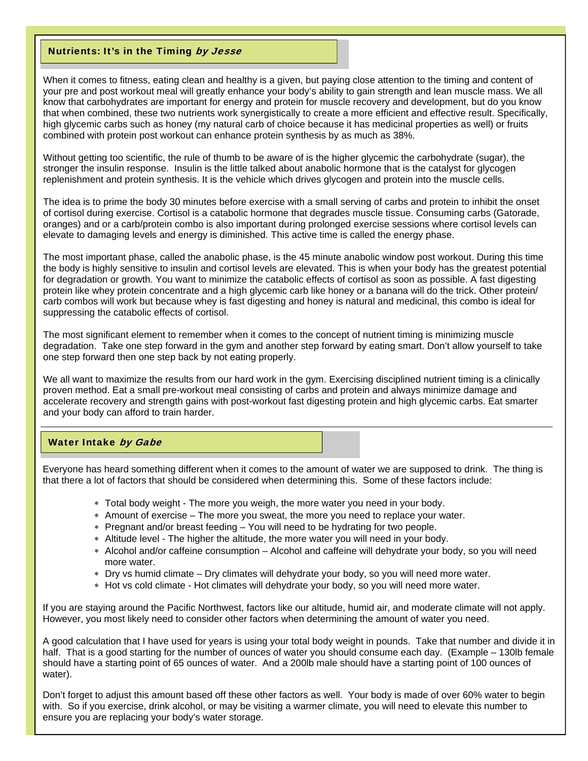## Nutrients: It's in the Timing *by Jesse*

When it comes to fitness, eating clean and healthy is a given, but paying close attention to the timing and content of your pre and post workout meal will greatly enhance your body's ability to gain strength and lean muscle mass. We all know that carbohydrates are important for energy and protein for muscle recovery and development, but do you know that when combined, these two nutrients work synergistically to create a more efficient and effective result. Specifically, high glycemic carbs such as honey (my natural carb of choice because it has medicinal properties as well) or fruits combined with protein post workout can enhance protein synthesis by as much as 38%.

Without getting too scientific, the rule of thumb to be aware of is the higher glycemic the carbohydrate (sugar), the stronger the insulin response. Insulin is the little talked about anabolic hormone that is the catalyst for glycogen replenishment and protein synthesis. It is the vehicle which drives glycogen and protein into the muscle cells.

The idea is to prime the body 30 minutes before exercise with a small serving of carbs and protein to inhibit the onset of cortisol during exercise. Cortisol is a catabolic hormone that degrades muscle tissue. Consuming carbs (Gatorade, oranges) and or a carb/protein combo is also important during prolonged exercise sessions where cortisol levels can elevate to damaging levels and energy is diminished. This active time is called the energy phase.

The most important phase, called the anabolic phase, is the 45 minute anabolic window post workout. During this time the body is highly sensitive to insulin and cortisol levels are elevated. This is when your body has the greatest potential for degradation or growth. You want to minimize the catabolic effects of cortisol as soon as possible. A fast digesting protein like whey protein concentrate and a high glycemic carb like honey or a banana will do the trick. Other protein/carb combos will work but because whey is fast digesting and honey is natural and medicinal, this combo is ideal for suppressing the catabolic effects of cortisol.

The most significant element to remember when it comes to the concept of nutrient timing is minimizing muscle degradation. Take one step forward in the gym and another step forward by eating smart. Don't allow yourself to take one step forward then one step back by not eating properly.

We all want to maximize the results from our hard work in the gym. Exercising disciplined nutrient timing is a clinically proven method. Eat a small pre-workout meal consisting of carbs and protein and always minimize damage and accelerate recovery and strength gains with post-workout fast digesting protein and high glycemic carbs. Eat smarter and your body can afford to train harder.

---

## Water Intake *by Gabe*

Everyone has heard something different when it comes to the amount of water we are supposed to drink. The thing is that there a lot of factors that should be considered when determining this. Some of these factors include:

- Total body weight - The more you weigh, the more water you need in your body.
- Amount of exercise – The more you sweat, the more you need to replace your water.
- Pregnant and/or breast feeding – You will need to be hydrating for two people.
- Altitude level - The higher the altitude, the more water you will need in your body.
- Alcohol and/or caffeine consumption – Alcohol and caffeine will dehydrate your body, so you will need more water.
- Dry vs humid climate – Dry climates will dehydrate your body, so you will need more water.
- Hot vs cold climate - Hot climates will dehydrate your body, so you will need more water.

If you are staying around the Pacific Northwest, factors like our altitude, humid air, and moderate climate will not apply. However, you most likely need to consider other factors when determining the amount of water you need.

A good calculation that I have used for years is using your total body weight in pounds. Take that number and divide it in half. That is a good starting for the number of ounces of water you should consume each day. (Example – 130lb female should have a starting point of 65 ounces of water. And a 200lb male should have a starting point of 100 ounces of water).

Don't forget to adjust this amount based off these other factors as well. Your body is made of over 60% water to begin with. So if you exercise, drink alcohol, or may be visiting a warmer climate, you will need to elevate this number to ensure you are replacing your body's water storage.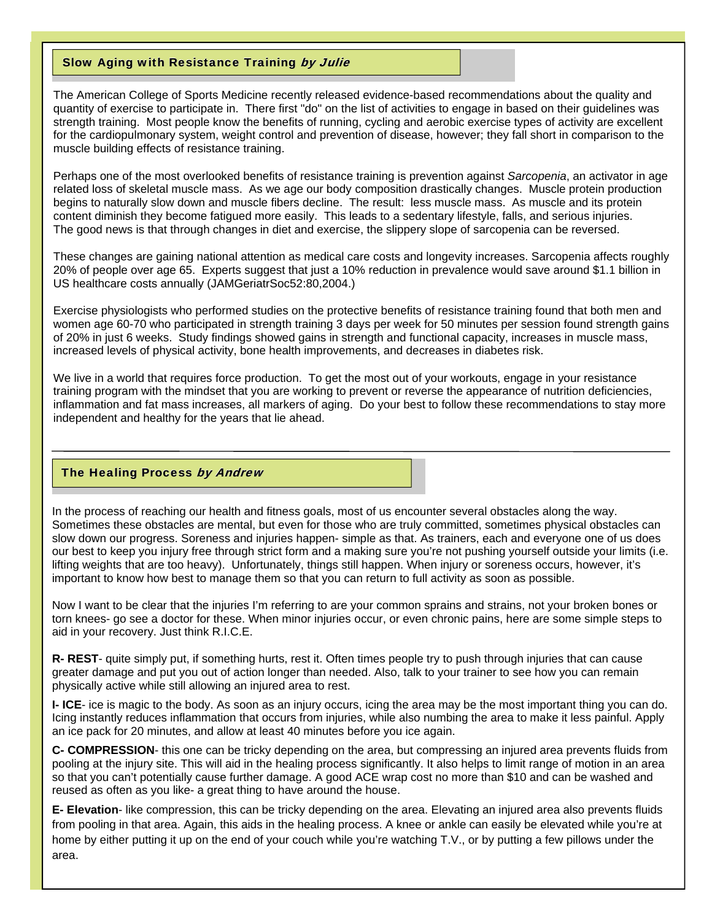## Slow Aging with Resistance Training *by Julie*

The American College of Sports Medicine recently released evidence-based recommendations about the quality and quantity of exercise to participate in. There first "do" on the list of activities to engage in based on their guidelines was strength training. Most people know the benefits of running, cycling and aerobic exercise types of activity are excellent for the cardiopulmonary system, weight control and prevention of disease, however; they fall short in comparison to the muscle building effects of resistance training.

Perhaps one of the most overlooked benefits of resistance training is prevention against *Sarcopenia*, an activator in age related loss of skeletal muscle mass. As we age our body composition drastically changes. Muscle protein production begins to naturally slow down and muscle fibers decline. The result: less muscle mass. As muscle and its protein content diminish they become fatigued more easily. This leads to a sedentary lifestyle, falls, and serious injuries. The good news is that through changes in diet and exercise, the slippery slope of sarcopenia can be reversed.

These changes are gaining national attention as medical care costs and longevity increases. Sarcopenia affects roughly 20% of people over age 65. Experts suggest that just a 10% reduction in prevalence would save around $1.1 billion in US healthcare costs annually (JAMGeriatrSoc52:80,2004.)

Exercise physiologists who performed studies on the protective benefits of resistance training found that both men and women age 60-70 who participated in strength training 3 days per week for 50 minutes per session found strength gains of 20% in just 6 weeks. Study findings showed gains in strength and functional capacity, increases in muscle mass, increased levels of physical activity, bone health improvements, and decreases in diabetes risk.

We live in a world that requires force production. To get the most out of your workouts, engage in your resistance training program with the mindset that you are working to prevent or reverse the appearance of nutrition deficiencies, inflammation and fat mass increases, all markers of aging. Do your best to follow these recommendations to stay more independent and healthy for the years that lie ahead.

---

## The Healing Process *by Andrew*

In the process of reaching our health and fitness goals, most of us encounter several obstacles along the way. Sometimes these obstacles are mental, but even for those who are truly committed, sometimes physical obstacles can slow down our progress. Soreness and injuries happen- simple as that. As trainers, each and everyone one of us does our best to keep you injury free through strict form and a making sure you're not pushing yourself outside your limits (i.e. lifting weights that are too heavy). Unfortunately, things still happen. When injury or soreness occurs, however, it's important to know how best to manage them so that you can return to full activity as soon as possible.

Now I want to be clear that the injuries I'm referring to are your common sprains and strains, not your broken bones or torn knees- go see a doctor for these. When minor injuries occur, or even chronic pains, here are some simple steps to aid in your recovery. Just think R.I.C.E.

**R- REST**- quite simply put, if something hurts, rest it. Often times people try to push through injuries that can cause greater damage and put you out of action longer than needed. Also, talk to your trainer to see how you can remain physically active while still allowing an injured area to rest.

**I- ICE**- ice is magic to the body. As soon as an injury occurs, icing the area may be the most important thing you can do. Icing instantly reduces inflammation that occurs from injuries, while also numbing the area to make it less painful. Apply an ice pack for 20 minutes, and allow at least 40 minutes before you ice again.

**C- COMPRESSION**- this one can be tricky depending on the area, but compressing an injured area prevents fluids from pooling at the injury site. This will aid in the healing process significantly. It also helps to limit range of motion in an area so that you can't potentially cause further damage. A good ACE wrap cost no more than $10 and can be washed and reused as often as you like- a great thing to have around the house.

**E- Elevation**- like compression, this can be tricky depending on the area. Elevating an injured area also prevents fluids from pooling in that area. Again, this aids in the healing process. A knee or ankle can easily be elevated while you're at home by either putting it up on the end of your couch while you're watching T.V., or by putting a few pillows under the area.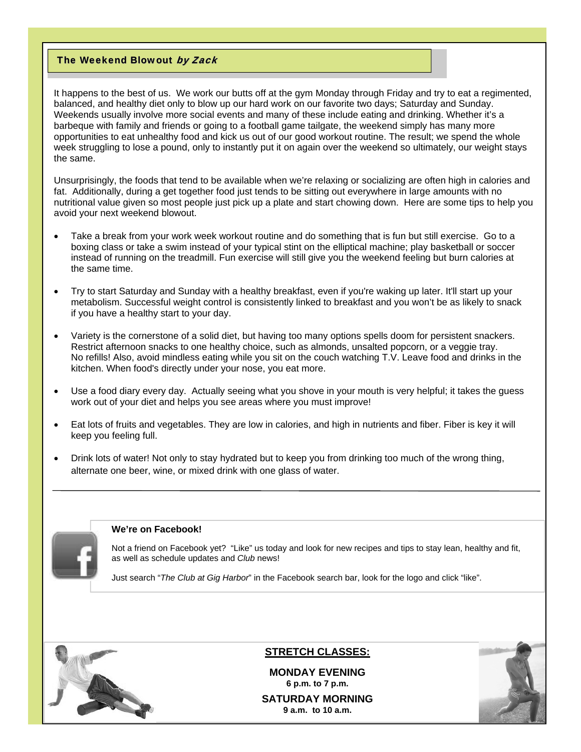## The Weekend Blowout *by Zack*

It happens to the best of us. We work our butts off at the gym Monday through Friday and try to eat a regimented, balanced, and healthy diet only to blow up our hard work on our favorite two days; Saturday and Sunday. Weekends usually involve more social events and many of these include eating and drinking. Whether it's a barbeque with family and friends or going to a football game tailgate, the weekend simply has many more opportunities to eat unhealthy food and kick us out of our good workout routine. The result; we spend the whole week struggling to lose a pound, only to instantly put it on again over the weekend so ultimately, our weight stays the same.

Unsurprisingly, the foods that tend to be available when we're relaxing or socializing are often high in calories and fat. Additionally, during a get together food just tends to be sitting out everywhere in large amounts with no nutritional value given so most people just pick up a plate and start chowing down. Here are some tips to help you avoid your next weekend blowout.

- Take a break from your work week workout routine and do something that is fun but still exercise. Go to a boxing class or take a swim instead of your typical stint on the elliptical machine; play basketball or soccer instead of running on the treadmill. Fun exercise will still give you the weekend feeling but burn calories at the same time.
- Try to start Saturday and Sunday with a healthy breakfast, even if you're waking up later. It'll start up your metabolism. Successful weight control is consistently linked to breakfast and you won't be as likely to snack if you have a healthy start to your day.
- Variety is the cornerstone of a solid diet, but having too many options spells doom for persistent snackers. Restrict afternoon snacks to one healthy choice, such as almonds, unsalted popcorn, or a veggie tray. No refills! Also, avoid mindless eating while you sit on the couch watching T.V. Leave food and drinks in the kitchen. When food's directly under your nose, you eat more.
- Use a food diary every day. Actually seeing what you shove in your mouth is very helpful; it takes the guess work out of your diet and helps you see areas where you must improve!
- Eat lots of fruits and vegetables. They are low in calories, and high in nutrients and fiber. Fiber is key it will keep you feeling full.
- Drink lots of water! Not only to stay hydrated but to keep you from drinking too much of the wrong thing, alternate one beer, wine, or mixed drink with one glass of water.

---

**We're on Facebook!**

Not a friend on Facebook yet? "Like" us today and look for new recipes and tips to stay lean, healthy and fit, as well as schedule updates and *Club* news!

Just search "*The Club at Gig Harbor*" in the Facebook search bar, look for the logo and click "like".

**STRETCH CLASSES:**

**MONDAY EVENING**
**6 p.m. to 7 p.m.**

**SATURDAY MORNING**
**9 a.m. to 10 a.m.**